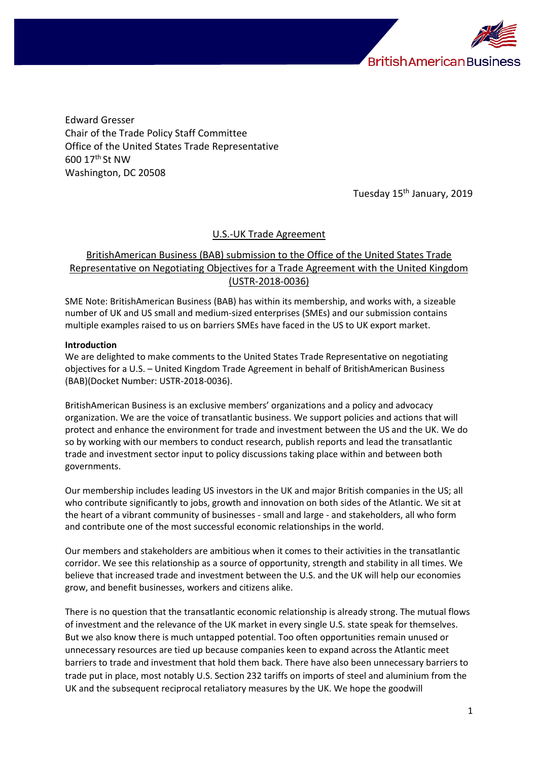Edward Gresser
Chair of the Trade Policy Staff Committee
Office of the United States Trade Representative
600 17th St NW
Washington, DC 20508

Tuesday 15th January, 2019

U.S.-UK Trade Agreement

BritishAmerican Business (BAB) submission to the Office of the United States Trade Representative on Negotiating Objectives for a Trade Agreement with the United Kingdom (USTR-2018-0036)

SME Note: BritishAmerican Business (BAB) has within its membership, and works with, a sizeable number of UK and US small and medium-sized enterprises (SMEs) and our submission contains multiple examples raised to us on barriers SMEs have faced in the US to UK export market.

**Introduction**

We are delighted to make comments to the United States Trade Representative on negotiating objectives for a U.S. – United Kingdom Trade Agreement in behalf of BritishAmerican Business (BAB)(Docket Number: USTR-2018-0036).

BritishAmerican Business is an exclusive members' organizations and a policy and advocacy organization. We are the voice of transatlantic business. We support policies and actions that will protect and enhance the environment for trade and investment between the US and the UK. We do so by working with our members to conduct research, publish reports and lead the transatlantic trade and investment sector input to policy discussions taking place within and between both governments.

Our membership includes leading US investors in the UK and major British companies in the US; all who contribute significantly to jobs, growth and innovation on both sides of the Atlantic. We sit at the heart of a vibrant community of businesses - small and large - and stakeholders, all who form and contribute one of the most successful economic relationships in the world.

Our members and stakeholders are ambitious when it comes to their activities in the transatlantic corridor. We see this relationship as a source of opportunity, strength and stability in all times. We believe that increased trade and investment between the U.S. and the UK will help our economies grow, and benefit businesses, workers and citizens alike.

There is no question that the transatlantic economic relationship is already strong. The mutual flows of investment and the relevance of the UK market in every single U.S. state speak for themselves. But we also know there is much untapped potential. Too often opportunities remain unused or unnecessary resources are tied up because companies keen to expand across the Atlantic meet barriers to trade and investment that hold them back. There have also been unnecessary barriers to trade put in place, most notably U.S. Section 232 tariffs on imports of steel and aluminium from the UK and the subsequent reciprocal retaliatory measures by the UK. We hope the goodwill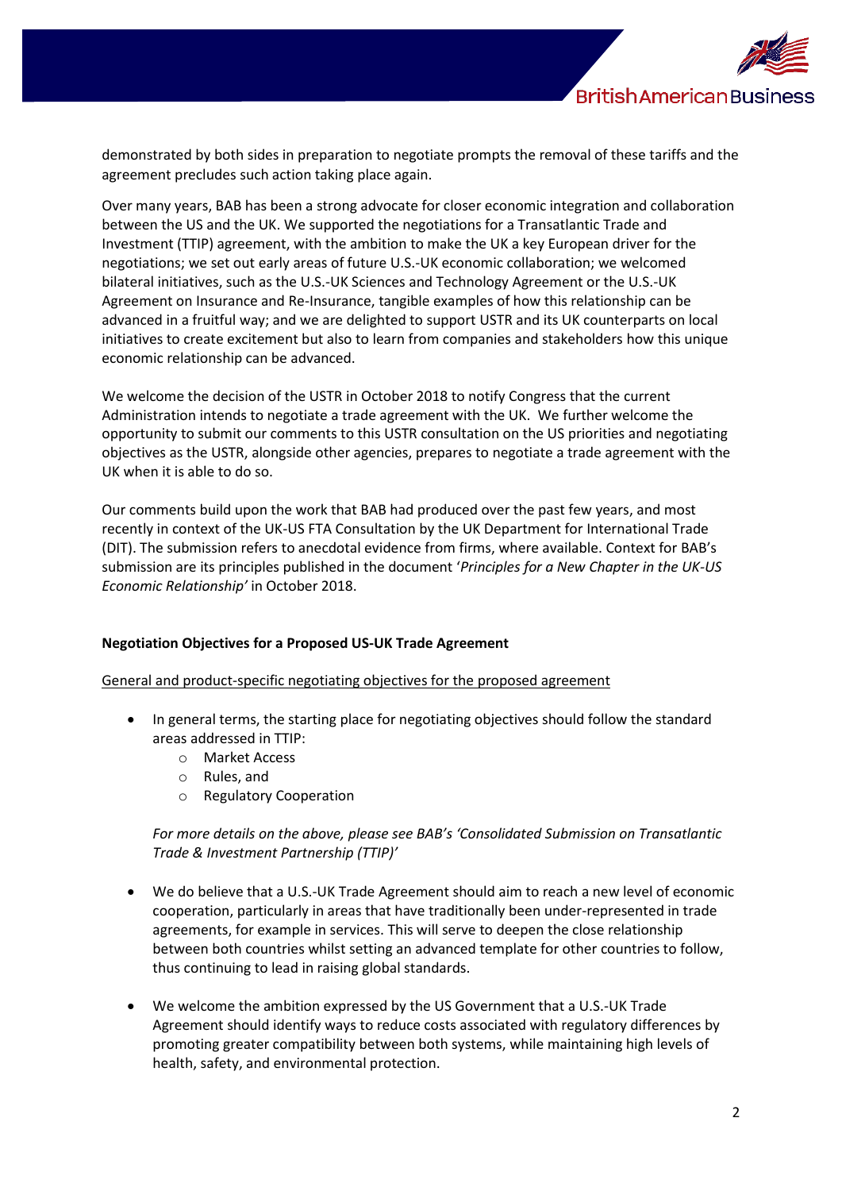demonstrated by both sides in preparation to negotiate prompts the removal of these tariffs and the agreement precludes such action taking place again.

Over many years, BAB has been a strong advocate for closer economic integration and collaboration between the US and the UK. We supported the negotiations for a Transatlantic Trade and Investment (TTIP) agreement, with the ambition to make the UK a key European driver for the negotiations; we set out early areas of future U.S.-UK economic collaboration; we welcomed bilateral initiatives, such as the U.S.-UK Sciences and Technology Agreement or the U.S.-UK Agreement on Insurance and Re-Insurance, tangible examples of how this relationship can be advanced in a fruitful way; and we are delighted to support USTR and its UK counterparts on local initiatives to create excitement but also to learn from companies and stakeholders how this unique economic relationship can be advanced.

We welcome the decision of the USTR in October 2018 to notify Congress that the current Administration intends to negotiate a trade agreement with the UK. We further welcome the opportunity to submit our comments to this USTR consultation on the US priorities and negotiating objectives as the USTR, alongside other agencies, prepares to negotiate a trade agreement with the UK when it is able to do so.

Our comments build upon the work that BAB had produced over the past few years, and most recently in context of the UK-US FTA Consultation by the UK Department for International Trade (DIT). The submission refers to anecdotal evidence from firms, where available. Context for BAB's submission are its principles published in the document '*Principles for a New Chapter in the UK-US Economic Relationship'* in October 2018.

**Negotiation Objectives for a Proposed US-UK Trade Agreement**

<u>General and product-specific negotiating objectives for the proposed agreement</u>

- In general terms, the starting place for negotiating objectives should follow the standard areas addressed in TTIP:
    - Market Access
    - Rules, and
    - Regulatory Cooperation

  *For more details on the above, please see BAB's 'Consolidated Submission on Transatlantic Trade & Investment Partnership (TTIP)'*

- We do believe that a U.S.-UK Trade Agreement should aim to reach a new level of economic cooperation, particularly in areas that have traditionally been under-represented in trade agreements, for example in services. This will serve to deepen the close relationship between both countries whilst setting an advanced template for other countries to follow, thus continuing to lead in raising global standards.

- We welcome the ambition expressed by the US Government that a U.S.-UK Trade Agreement should identify ways to reduce costs associated with regulatory differences by promoting greater compatibility between both systems, while maintaining high levels of health, safety, and environmental protection.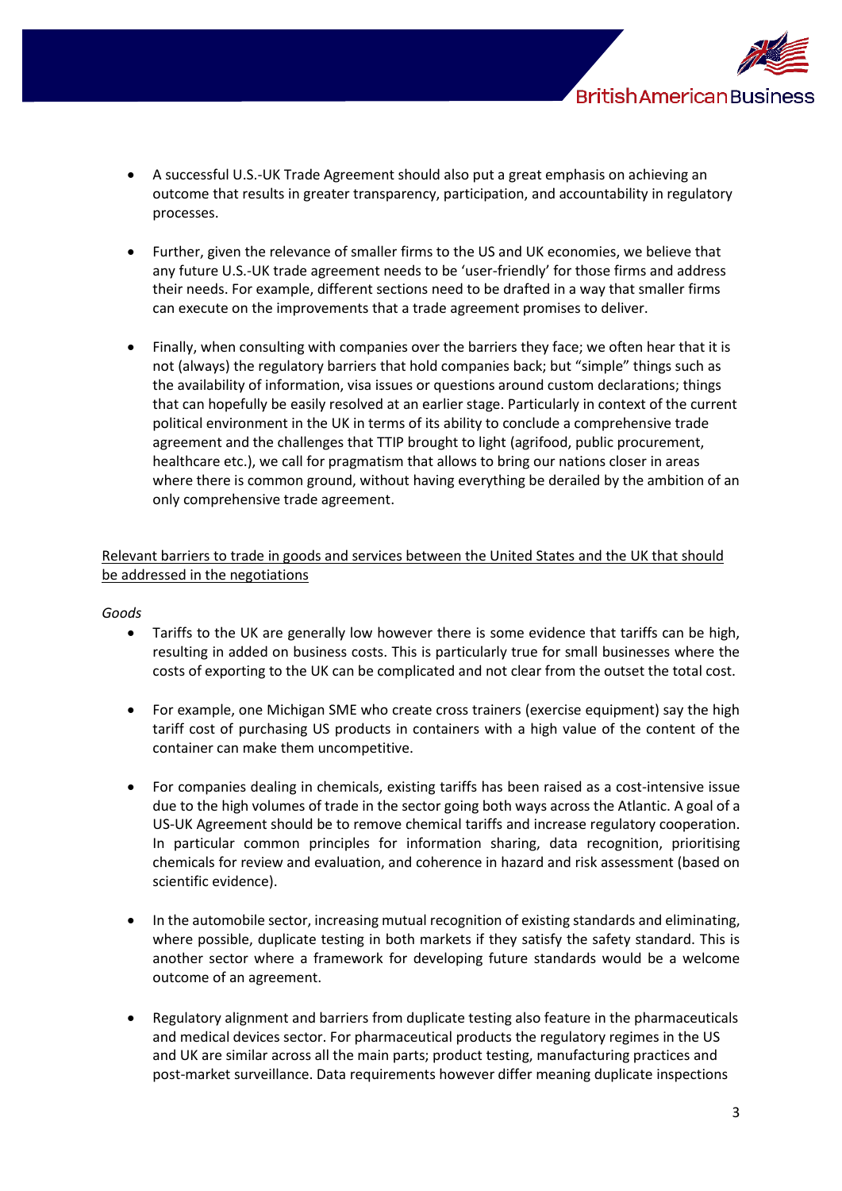- A successful U.S.-UK Trade Agreement should also put a great emphasis on achieving an outcome that results in greater transparency, participation, and accountability in regulatory processes.

- Further, given the relevance of smaller firms to the US and UK economies, we believe that any future U.S.-UK trade agreement needs to be 'user-friendly' for those firms and address their needs. For example, different sections need to be drafted in a way that smaller firms can execute on the improvements that a trade agreement promises to deliver.

- Finally, when consulting with companies over the barriers they face; we often hear that it is not (always) the regulatory barriers that hold companies back; but "simple" things such as the availability of information, visa issues or questions around custom declarations; things that can hopefully be easily resolved at an earlier stage. Particularly in context of the current political environment in the UK in terms of its ability to conclude a comprehensive trade agreement and the challenges that TTIP brought to light (agrifood, public procurement, healthcare etc.), we call for pragmatism that allows to bring our nations closer in areas where there is common ground, without having everything be derailed by the ambition of an only comprehensive trade agreement.

<u>Relevant barriers to trade in goods and services between the United States and the UK that should be addressed in the negotiations</u>

*Goods*

- Tariffs to the UK are generally low however there is some evidence that tariffs can be high, resulting in added on business costs. This is particularly true for small businesses where the costs of exporting to the UK can be complicated and not clear from the outset the total cost.

- For example, one Michigan SME who create cross trainers (exercise equipment) say the high tariff cost of purchasing US products in containers with a high value of the content of the container can make them uncompetitive.

- For companies dealing in chemicals, existing tariffs has been raised as a cost-intensive issue due to the high volumes of trade in the sector going both ways across the Atlantic. A goal of a US-UK Agreement should be to remove chemical tariffs and increase regulatory cooperation. In particular common principles for information sharing, data recognition, prioritising chemicals for review and evaluation, and coherence in hazard and risk assessment (based on scientific evidence).

- In the automobile sector, increasing mutual recognition of existing standards and eliminating, where possible, duplicate testing in both markets if they satisfy the safety standard. This is another sector where a framework for developing future standards would be a welcome outcome of an agreement.

- Regulatory alignment and barriers from duplicate testing also feature in the pharmaceuticals and medical devices sector. For pharmaceutical products the regulatory regimes in the US and UK are similar across all the main parts; product testing, manufacturing practices and post-market surveillance. Data requirements however differ meaning duplicate inspections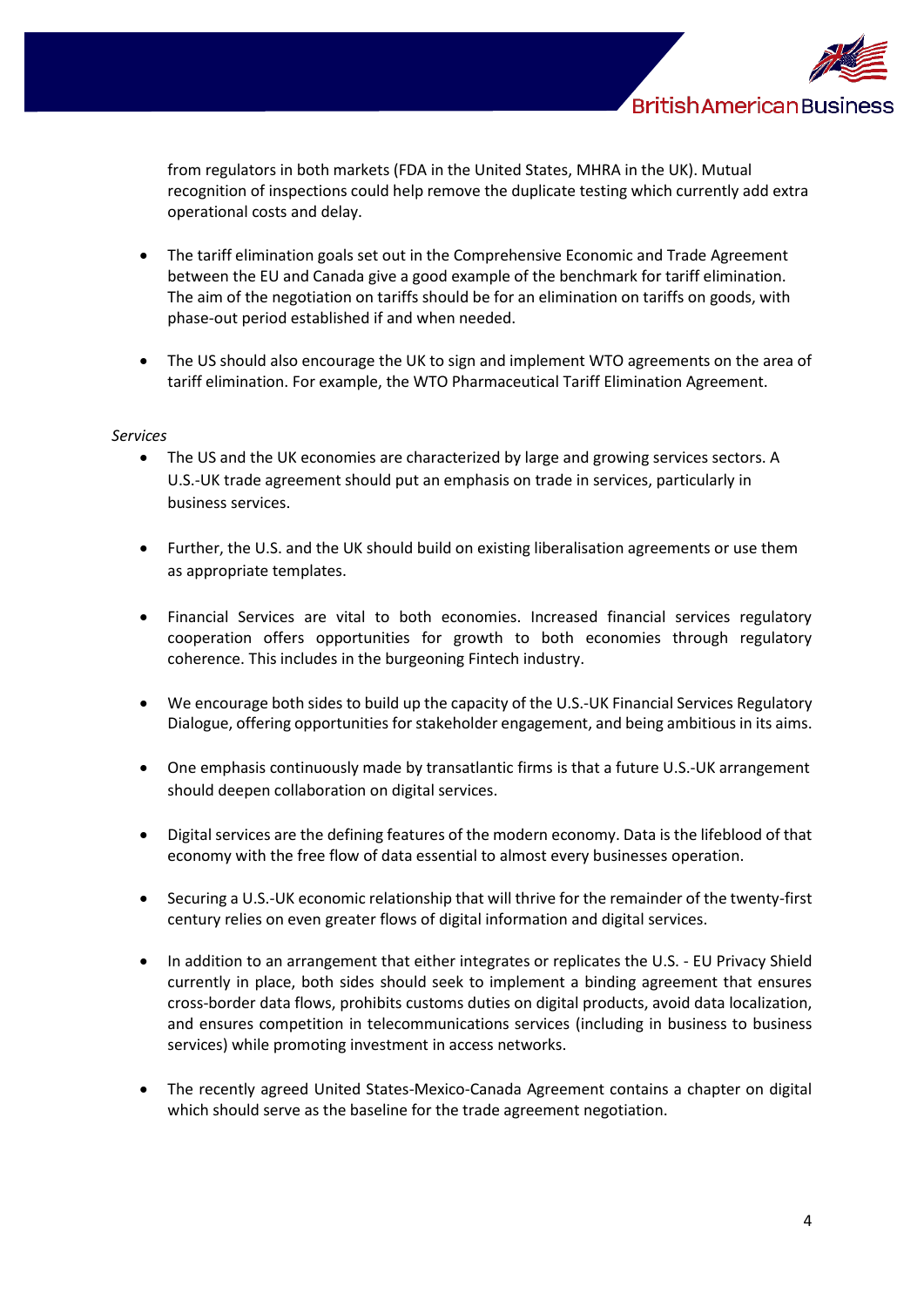from regulators in both markets (FDA in the United States, MHRA in the UK). Mutual recognition of inspections could help remove the duplicate testing which currently add extra operational costs and delay.

- The tariff elimination goals set out in the Comprehensive Economic and Trade Agreement between the EU and Canada give a good example of the benchmark for tariff elimination. The aim of the negotiation on tariffs should be for an elimination on tariffs on goods, with phase-out period established if and when needed.

- The US should also encourage the UK to sign and implement WTO agreements on the area of tariff elimination. For example, the WTO Pharmaceutical Tariff Elimination Agreement.

*Services*

- The US and the UK economies are characterized by large and growing services sectors. A U.S.-UK trade agreement should put an emphasis on trade in services, particularly in business services.

- Further, the U.S. and the UK should build on existing liberalisation agreements or use them as appropriate templates.

- Financial Services are vital to both economies. Increased financial services regulatory cooperation offers opportunities for growth to both economies through regulatory coherence. This includes in the burgeoning Fintech industry.

- We encourage both sides to build up the capacity of the U.S.-UK Financial Services Regulatory Dialogue, offering opportunities for stakeholder engagement, and being ambitious in its aims.

- One emphasis continuously made by transatlantic firms is that a future U.S.-UK arrangement should deepen collaboration on digital services.

- Digital services are the defining features of the modern economy. Data is the lifeblood of that economy with the free flow of data essential to almost every businesses operation.

- Securing a U.S.-UK economic relationship that will thrive for the remainder of the twenty-first century relies on even greater flows of digital information and digital services.

- In addition to an arrangement that either integrates or replicates the U.S. - EU Privacy Shield currently in place, both sides should seek to implement a binding agreement that ensures cross-border data flows, prohibits customs duties on digital products, avoid data localization, and ensures competition in telecommunications services (including in business to business services) while promoting investment in access networks.

- The recently agreed United States-Mexico-Canada Agreement contains a chapter on digital which should serve as the baseline for the trade agreement negotiation.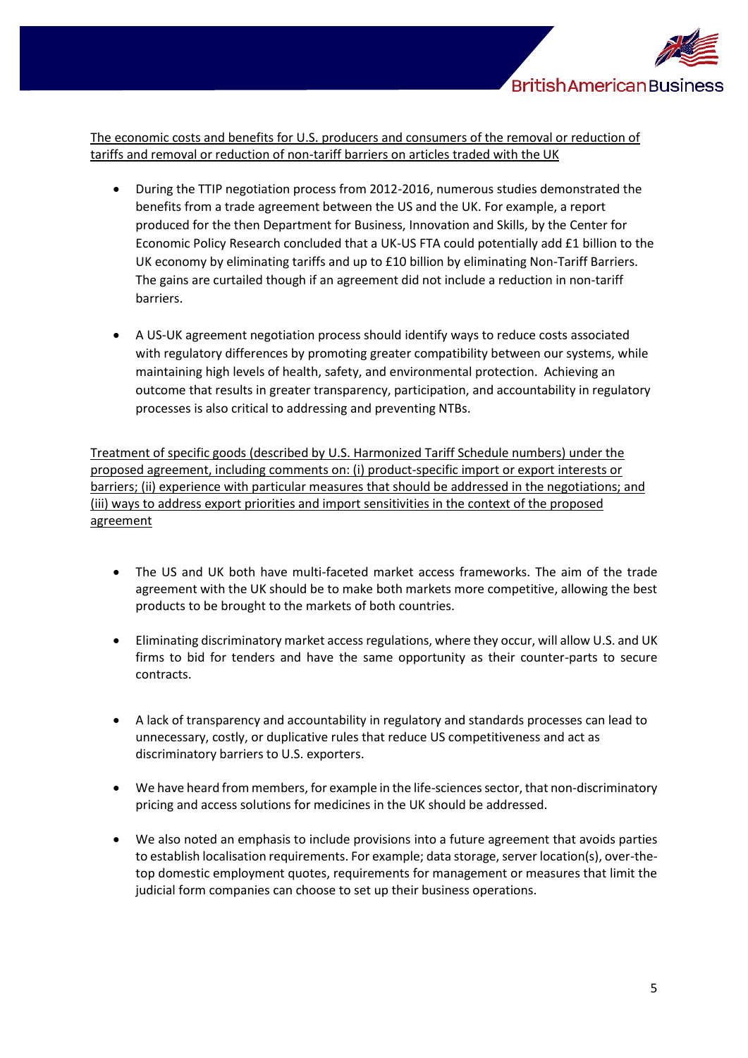<u>The economic costs and benefits for U.S. producers and consumers of the removal or reduction of tariffs and removal or reduction of non-tariff barriers on articles traded with the UK</u>

- During the TTIP negotiation process from 2012-2016, numerous studies demonstrated the benefits from a trade agreement between the US and the UK. For example, a report produced for the then Department for Business, Innovation and Skills, by the Center for Economic Policy Research concluded that a UK-US FTA could potentially add £1 billion to the UK economy by eliminating tariffs and up to £10 billion by eliminating Non-Tariff Barriers. The gains are curtailed though if an agreement did not include a reduction in non-tariff barriers.

- A US-UK agreement negotiation process should identify ways to reduce costs associated with regulatory differences by promoting greater compatibility between our systems, while maintaining high levels of health, safety, and environmental protection. Achieving an outcome that results in greater transparency, participation, and accountability in regulatory processes is also critical to addressing and preventing NTBs.

<u>Treatment of specific goods (described by U.S. Harmonized Tariff Schedule numbers) under the proposed agreement, including comments on: (i) product-specific import or export interests or barriers; (ii) experience with particular measures that should be addressed in the negotiations; and (iii) ways to address export priorities and import sensitivities in the context of the proposed agreement</u>

- The US and UK both have multi-faceted market access frameworks. The aim of the trade agreement with the UK should be to make both markets more competitive, allowing the best products to be brought to the markets of both countries.

- Eliminating discriminatory market access regulations, where they occur, will allow U.S. and UK firms to bid for tenders and have the same opportunity as their counter-parts to secure contracts.

- A lack of transparency and accountability in regulatory and standards processes can lead to unnecessary, costly, or duplicative rules that reduce US competitiveness and act as discriminatory barriers to U.S. exporters.

- We have heard from members, for example in the life-sciences sector, that non-discriminatory pricing and access solutions for medicines in the UK should be addressed.

- We also noted an emphasis to include provisions into a future agreement that avoids parties to establish localisation requirements. For example; data storage, server location(s), over-the-top domestic employment quotes, requirements for management or measures that limit the judicial form companies can choose to set up their business operations.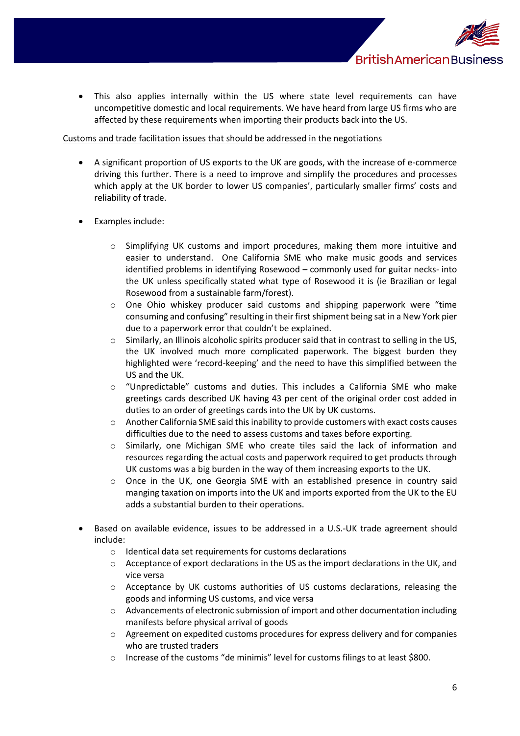- This also applies internally within the US where state level requirements can have uncompetitive domestic and local requirements. We have heard from large US firms who are affected by these requirements when importing their products back into the US.

<u>Customs and trade facilitation issues that should be addressed in the negotiations</u>

- A significant proportion of US exports to the UK are goods, with the increase of e-commerce driving this further. There is a need to improve and simplify the procedures and processes which apply at the UK border to lower US companies', particularly smaller firms' costs and reliability of trade.

- Examples include:

  - Simplifying UK customs and import procedures, making them more intuitive and easier to understand. One California SME who make music goods and services identified problems in identifying Rosewood – commonly used for guitar necks- into the UK unless specifically stated what type of Rosewood it is (ie Brazilian or legal Rosewood from a sustainable farm/forest).
  - One Ohio whiskey producer said customs and shipping paperwork were "time consuming and confusing" resulting in their first shipment being sat in a New York pier due to a paperwork error that couldn't be explained.
  - Similarly, an Illinois alcoholic spirits producer said that in contrast to selling in the US, the UK involved much more complicated paperwork. The biggest burden they highlighted were 'record-keeping' and the need to have this simplified between the US and the UK.
  - "Unpredictable" customs and duties. This includes a California SME who make greetings cards described UK having 43 per cent of the original order cost added in duties to an order of greetings cards into the UK by UK customs.
  - Another California SME said this inability to provide customers with exact costs causes difficulties due to the need to assess customs and taxes before exporting.
  - Similarly, one Michigan SME who create tiles said the lack of information and resources regarding the actual costs and paperwork required to get products through UK customs was a big burden in the way of them increasing exports to the UK.
  - Once in the UK, one Georgia SME with an established presence in country said manging taxation on imports into the UK and imports exported from the UK to the EU adds a substantial burden to their operations.

- Based on available evidence, issues to be addressed in a U.S.-UK trade agreement should include:
  - Identical data set requirements for customs declarations
  - Acceptance of export declarations in the US as the import declarations in the UK, and vice versa
  - Acceptance by UK customs authorities of US customs declarations, releasing the goods and informing US customs, and vice versa
  - Advancements of electronic submission of import and other documentation including manifests before physical arrival of goods
  - Agreement on expedited customs procedures for express delivery and for companies who are trusted traders
  - Increase of the customs "de minimis" level for customs filings to at least $800.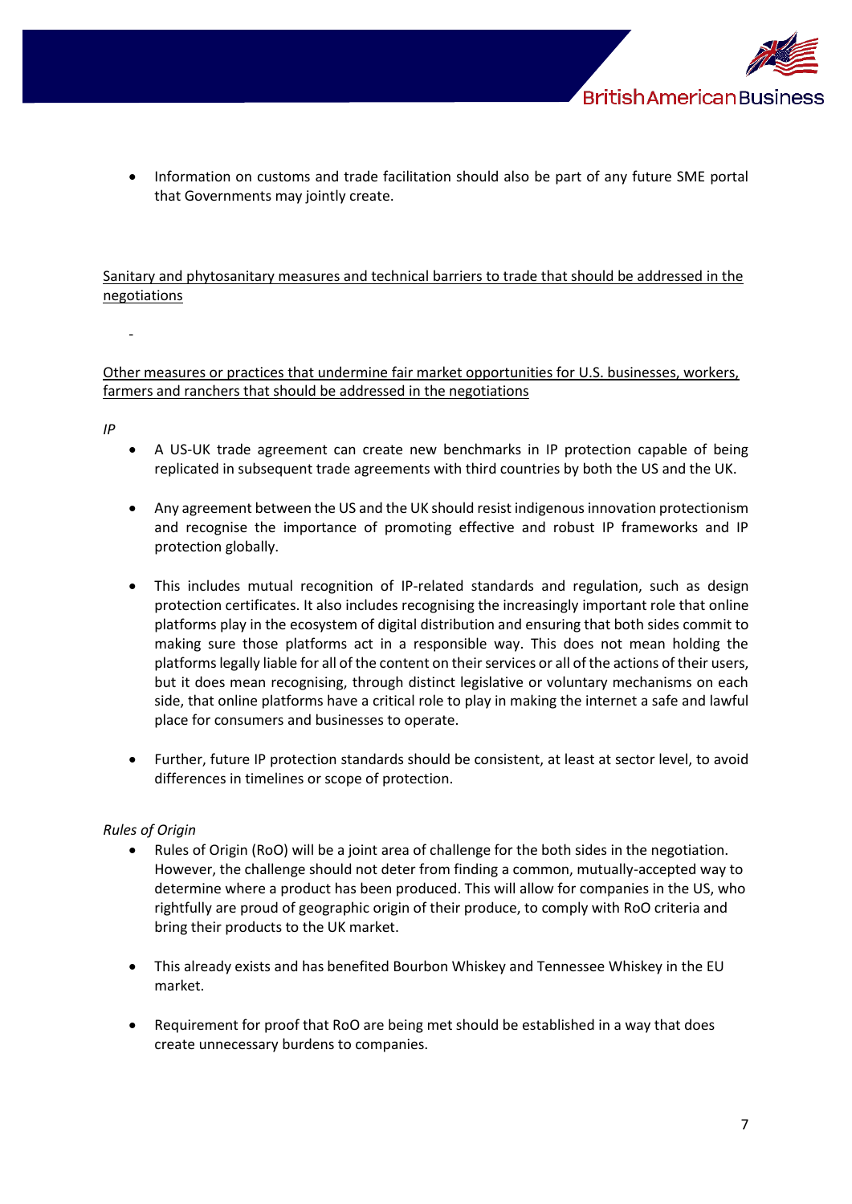- Information on customs and trade facilitation should also be part of any future SME portal that Governments may jointly create.

Sanitary and phytosanitary measures and technical barriers to trade that should be addressed in the negotiations

-

Other measures or practices that undermine fair market opportunities for U.S. businesses, workers, farmers and ranchers that should be addressed in the negotiations

*IP*

- A US-UK trade agreement can create new benchmarks in IP protection capable of being replicated in subsequent trade agreements with third countries by both the US and the UK.

- Any agreement between the US and the UK should resist indigenous innovation protectionism and recognise the importance of promoting effective and robust IP frameworks and IP protection globally.

- This includes mutual recognition of IP-related standards and regulation, such as design protection certificates. It also includes recognising the increasingly important role that online platforms play in the ecosystem of digital distribution and ensuring that both sides commit to making sure those platforms act in a responsible way. This does not mean holding the platforms legally liable for all of the content on their services or all of the actions of their users, but it does mean recognising, through distinct legislative or voluntary mechanisms on each side, that online platforms have a critical role to play in making the internet a safe and lawful place for consumers and businesses to operate.

- Further, future IP protection standards should be consistent, at least at sector level, to avoid differences in timelines or scope of protection.

*Rules of Origin*

- Rules of Origin (RoO) will be a joint area of challenge for the both sides in the negotiation. However, the challenge should not deter from finding a common, mutually-accepted way to determine where a product has been produced. This will allow for companies in the US, who rightfully are proud of geographic origin of their produce, to comply with RoO criteria and bring their products to the UK market.

- This already exists and has benefited Bourbon Whiskey and Tennessee Whiskey in the EU market.

- Requirement for proof that RoO are being met should be established in a way that does create unnecessary burdens to companies.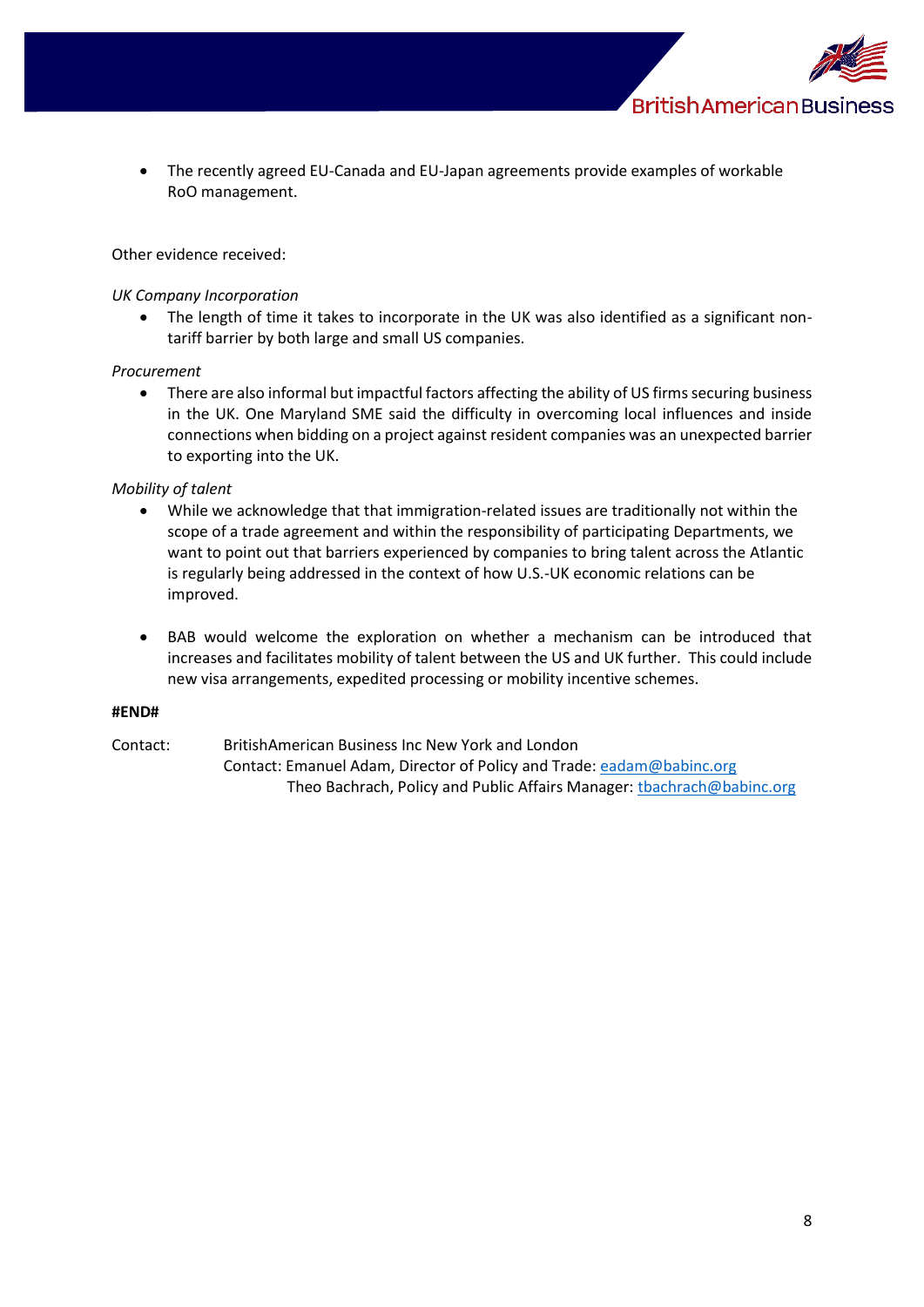- The recently agreed EU-Canada and EU-Japan agreements provide examples of workable RoO management.

Other evidence received:

*UK Company Incorporation*

- The length of time it takes to incorporate in the UK was also identified as a significant non-tariff barrier by both large and small US companies.

*Procurement*

- There are also informal but impactful factors affecting the ability of US firms securing business in the UK. One Maryland SME said the difficulty in overcoming local influences and inside connections when bidding on a project against resident companies was an unexpected barrier to exporting into the UK.

*Mobility of talent*

- While we acknowledge that that immigration-related issues are traditionally not within the scope of a trade agreement and within the responsibility of participating Departments, we want to point out that barriers experienced by companies to bring talent across the Atlantic is regularly being addressed in the context of how U.S.-UK economic relations can be improved.

- BAB would welcome the exploration on whether a mechanism can be introduced that increases and facilitates mobility of talent between the US and UK further. This could include new visa arrangements, expedited processing or mobility incentive schemes.

**#END#**

Contact: BritishAmerican Business Inc New York and London
Contact: Emanuel Adam, Director of Policy and Trade: eadam@babinc.org
Theo Bachrach, Policy and Public Affairs Manager: tbachrach@babinc.org